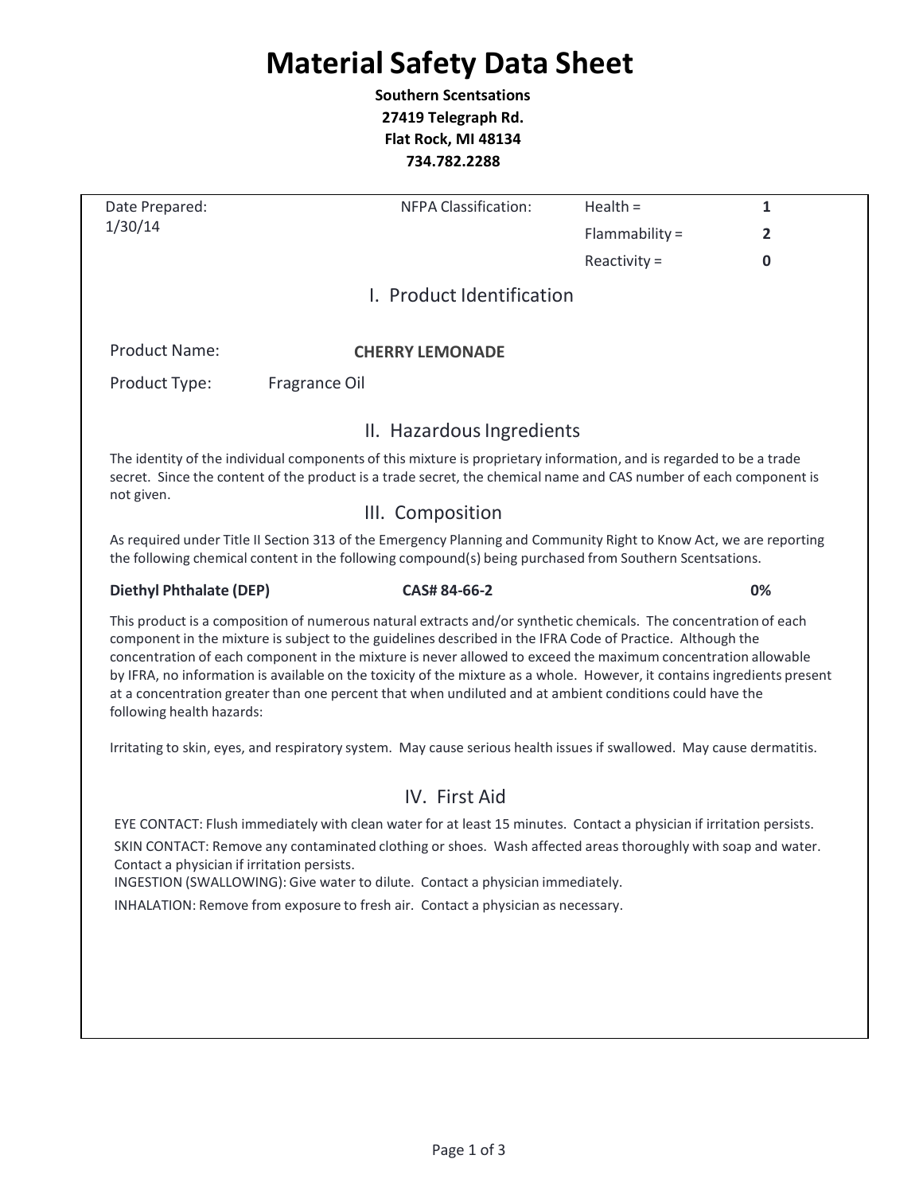# Material Safety Data Sheet

**Southern Scentsations**
**27419 Telegraph Rd.**
**Flat Rock, MI 48134**
**734.782.2288**

| Date Prepared: | NFPA Classification: | Health = | **1** |
|---|---|---|---|
| 1/30/14 | | Flammability = | **2** |
| | | Reactivity = | **0** |

## I. Product Identification

Product Name: **CHERRY LEMONADE**

Product Type: Fragrance Oil

## II. Hazardous Ingredients

The identity of the individual components of this mixture is proprietary information, and is regarded to be a trade secret. Since the content of the product is a trade secret, the chemical name and CAS number of each component is not given.

## III. Composition

As required under Title II Section 313 of the Emergency Planning and Community Right to Know Act, we are reporting the following chemical content in the following compound(s) being purchased from Southern Scentsations.

| **Diethyl Phthalate (DEP)** | **CAS# 84-66-2** | **0%** |
|---|---|---|

This product is a composition of numerous natural extracts and/or synthetic chemicals. The concentration of each component in the mixture is subject to the guidelines described in the IFRA Code of Practice. Although the concentration of each component in the mixture is never allowed to exceed the maximum concentration allowable by IFRA, no information is available on the toxicity of the mixture as a whole. However, it contains ingredients present at a concentration greater than one percent that when undiluted and at ambient conditions could have the following health hazards:

Irritating to skin, eyes, and respiratory system. May cause serious health issues if swallowed. May cause dermatitis.

## IV. First Aid

EYE CONTACT: Flush immediately with clean water for at least 15 minutes. Contact a physician if irritation persists.

SKIN CONTACT: Remove any contaminated clothing or shoes. Wash affected areas thoroughly with soap and water. Contact a physician if irritation persists.

INGESTION (SWALLOWING): Give water to dilute. Contact a physician immediately.

INHALATION: Remove from exposure to fresh air. Contact a physician as necessary.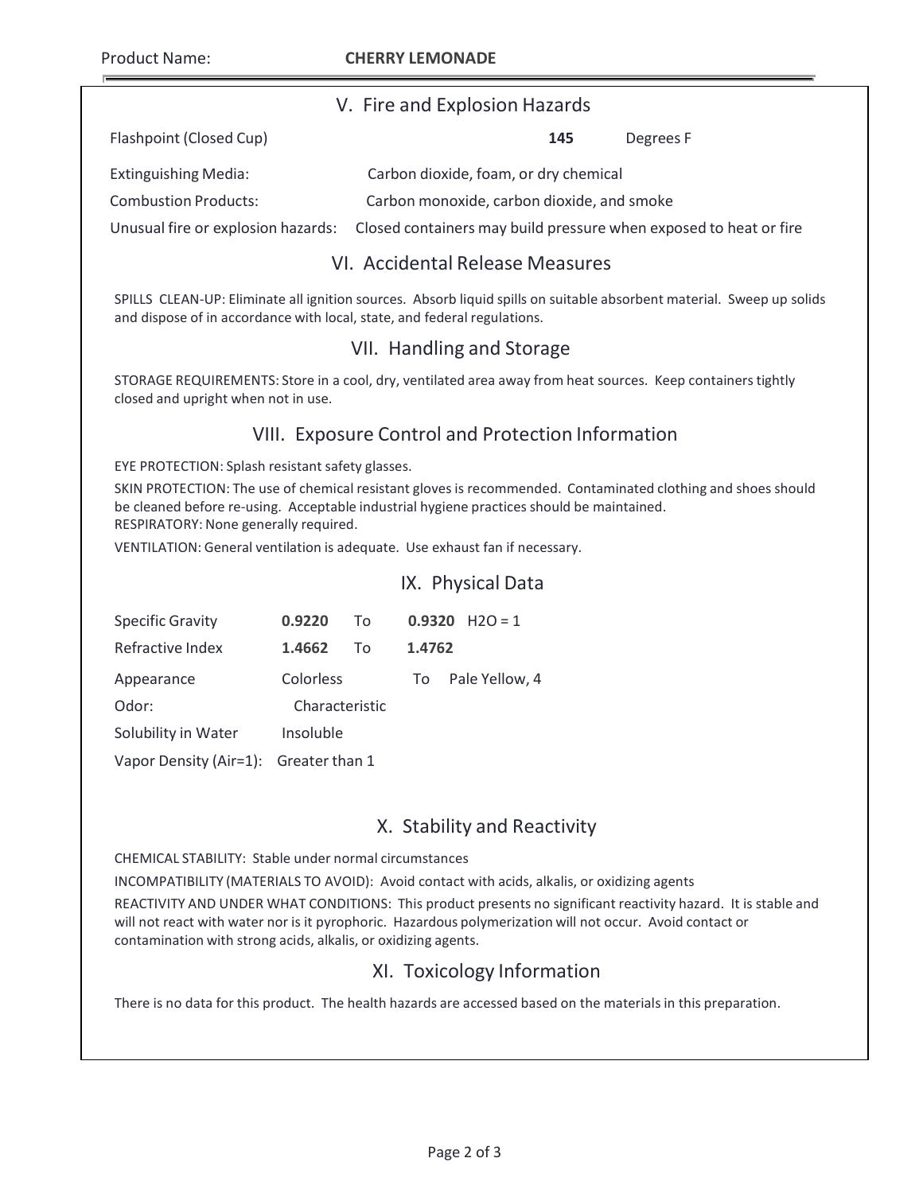Product Name: **CHERRY LEMONADE**

## V. Fire and Explosion Hazards

Flashpoint (Closed Cup) **145** Degrees F

Extinguishing Media: Carbon dioxide, foam, or dry chemical

Combustion Products: Carbon monoxide, carbon dioxide, and smoke

Unusual fire or explosion hazards: Closed containers may build pressure when exposed to heat or fire

## VI. Accidental Release Measures

SPILLS CLEAN-UP: Eliminate all ignition sources. Absorb liquid spills on suitable absorbent material. Sweep up solids and dispose of in accordance with local, state, and federal regulations.

## VII. Handling and Storage

STORAGE REQUIREMENTS: Store in a cool, dry, ventilated area away from heat sources. Keep containers tightly closed and upright when not in use.

## VIII. Exposure Control and Protection Information

EYE PROTECTION: Splash resistant safety glasses.

SKIN PROTECTION: The use of chemical resistant gloves is recommended. Contaminated clothing and shoes should be cleaned before re-using. Acceptable industrial hygiene practices should be maintained.
RESPIRATORY: None generally required.

VENTILATION: General ventilation is adequate. Use exhaust fan if necessary.

## IX. Physical Data

Specific Gravity **0.9220** To **0.9320** $H_2O = 1$

Refractive Index **1.4662** To **1.4762**

Appearance Colorless To Pale Yellow, 4

Odor: Characteristic

Solubility in Water Insoluble

Vapor Density (Air=1): Greater than 1

## X. Stability and Reactivity

CHEMICAL STABILITY: Stable under normal circumstances

INCOMPATIBILITY (MATERIALS TO AVOID): Avoid contact with acids, alkalis, or oxidizing agents

REACTIVITY AND UNDER WHAT CONDITIONS: This product presents no significant reactivity hazard. It is stable and will not react with water nor is it pyrophoric. Hazardous polymerization will not occur. Avoid contact or contamination with strong acids, alkalis, or oxidizing agents.

## XI. Toxicology Information

There is no data for this product. The health hazards are accessed based on the materials in this preparation.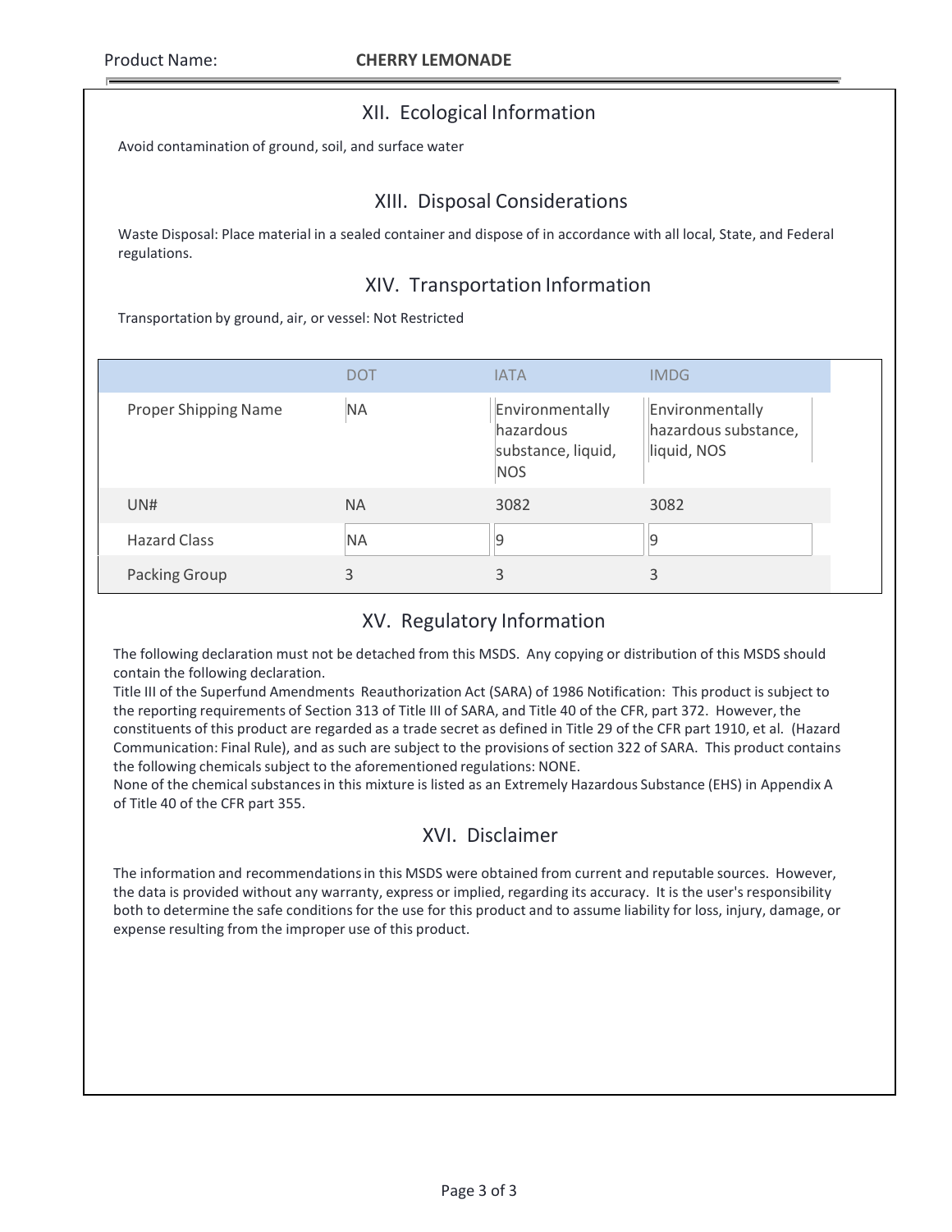Product Name: **CHERRY LEMONADE**

## XII. Ecological Information

Avoid contamination of ground, soil, and surface water

## XIII. Disposal Considerations

Waste Disposal: Place material in a sealed container and dispose of in accordance with all local, State, and Federal regulations.

## XIV. Transportation Information

Transportation by ground, air, or vessel: Not Restricted

| | DOT | IATA | IMDG |
|---|---|---|---|
| Proper Shipping Name | NA | Environmentally hazardous substance, liquid, NOS | Environmentally hazardous substance, liquid, NOS |
| UN# | NA | 3082 | 3082 |
| Hazard Class | NA | 9 | 9 |
| Packing Group | 3 | 3 | 3 |

## XV. Regulatory Information

The following declaration must not be detached from this MSDS. Any copying or distribution of this MSDS should contain the following declaration.
Title III of the Superfund Amendments Reauthorization Act (SARA) of 1986 Notification: This product is subject to the reporting requirements of Section 313 of Title III of SARA, and Title 40 of the CFR, part 372. However, the constituents of this product are regarded as a trade secret as defined in Title 29 of the CFR part 1910, et al. (Hazard Communication: Final Rule), and as such are subject to the provisions of section 322 of SARA. This product contains the following chemicals subject to the aforementioned regulations: NONE.
None of the chemical substances in this mixture is listed as an Extremely Hazardous Substance (EHS) in Appendix A of Title 40 of the CFR part 355.

## XVI. Disclaimer

The information and recommendations in this MSDS were obtained from current and reputable sources. However, the data is provided without any warranty, express or implied, regarding its accuracy. It is the user's responsibility both to determine the safe conditions for the use for this product and to assume liability for loss, injury, damage, or expense resulting from the improper use of this product.